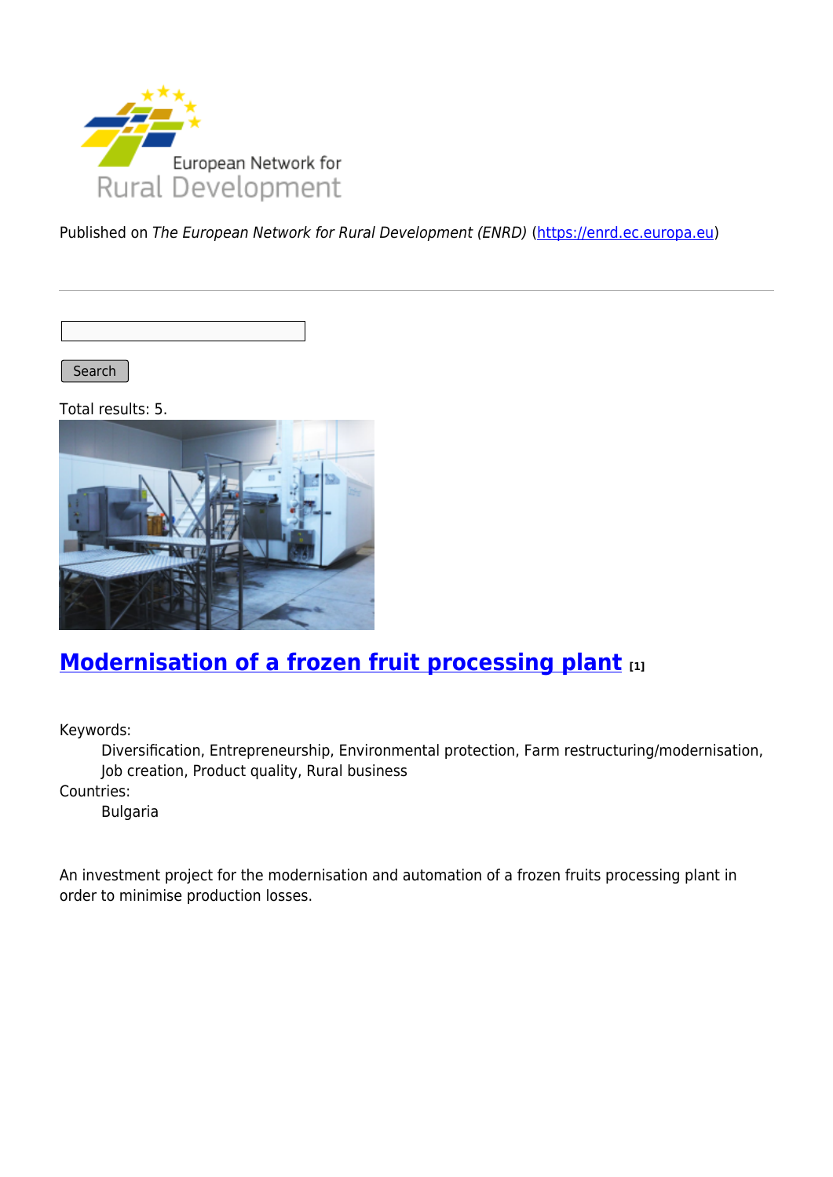European Network for Rural Development

Published on *The European Network for Rural Development (ENRD)* (https://enrd.ec.europa.eu)

Search

Total results: 5.

## Modernisation of a frozen fruit processing plant [1]

Keywords:
: Diversification, Entrepreneurship, Environmental protection, Farm restructuring/modernisation, Job creation, Product quality, Rural business

Countries:
: Bulgaria

An investment project for the modernisation and automation of a frozen fruits processing plant in order to minimise production losses.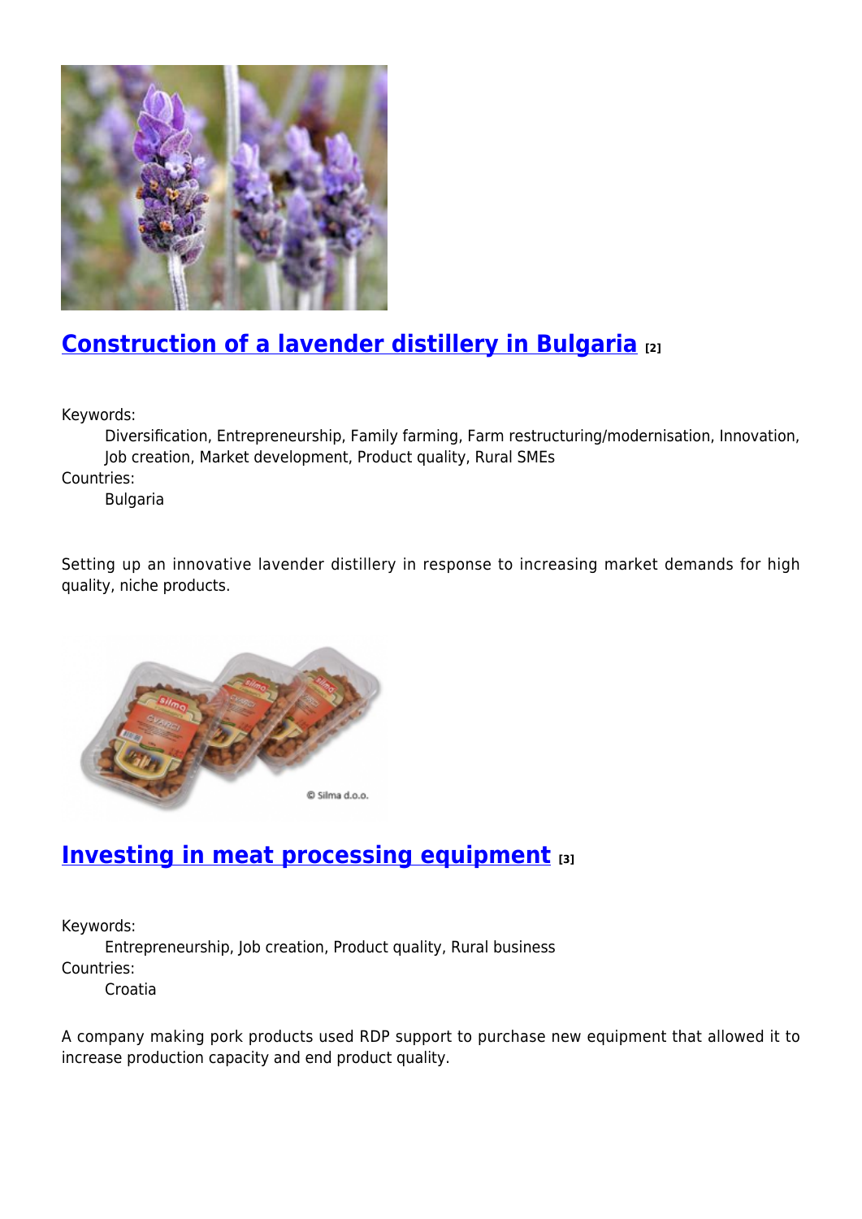## Construction of a lavender distillery in Bulgaria [2]

Keywords:
Diversification, Entrepreneurship, Family farming, Farm restructuring/modernisation, Innovation, Job creation, Market development, Product quality, Rural SMEs

Countries:
Bulgaria

Setting up an innovative lavender distillery in response to increasing market demands for high quality, niche products.

## Investing in meat processing equipment [3]

Keywords:
Entrepreneurship, Job creation, Product quality, Rural business

Countries:
Croatia

A company making pork products used RDP support to purchase new equipment that allowed it to increase production capacity and end product quality.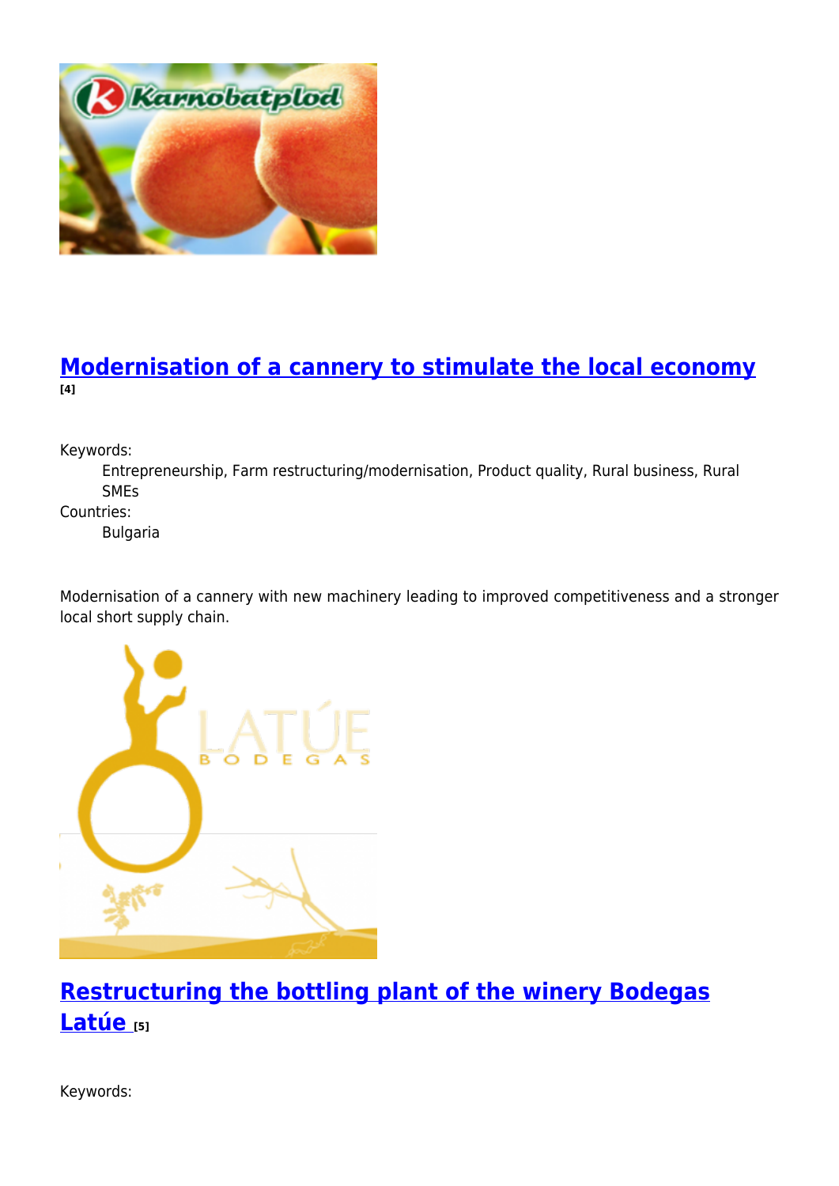## [Modernisation of a cannery to stimulate the local economy](#) [4]

Keywords:
: Entrepreneurship, Farm restructuring/modernisation, Product quality, Rural business, Rural SMEs

Countries:
: Bulgaria

Modernisation of a cannery with new machinery leading to improved competitiveness and a stronger local short supply chain.

## [Restructuring the bottling plant of the winery Bodegas Latúe](#) [5]

Keywords: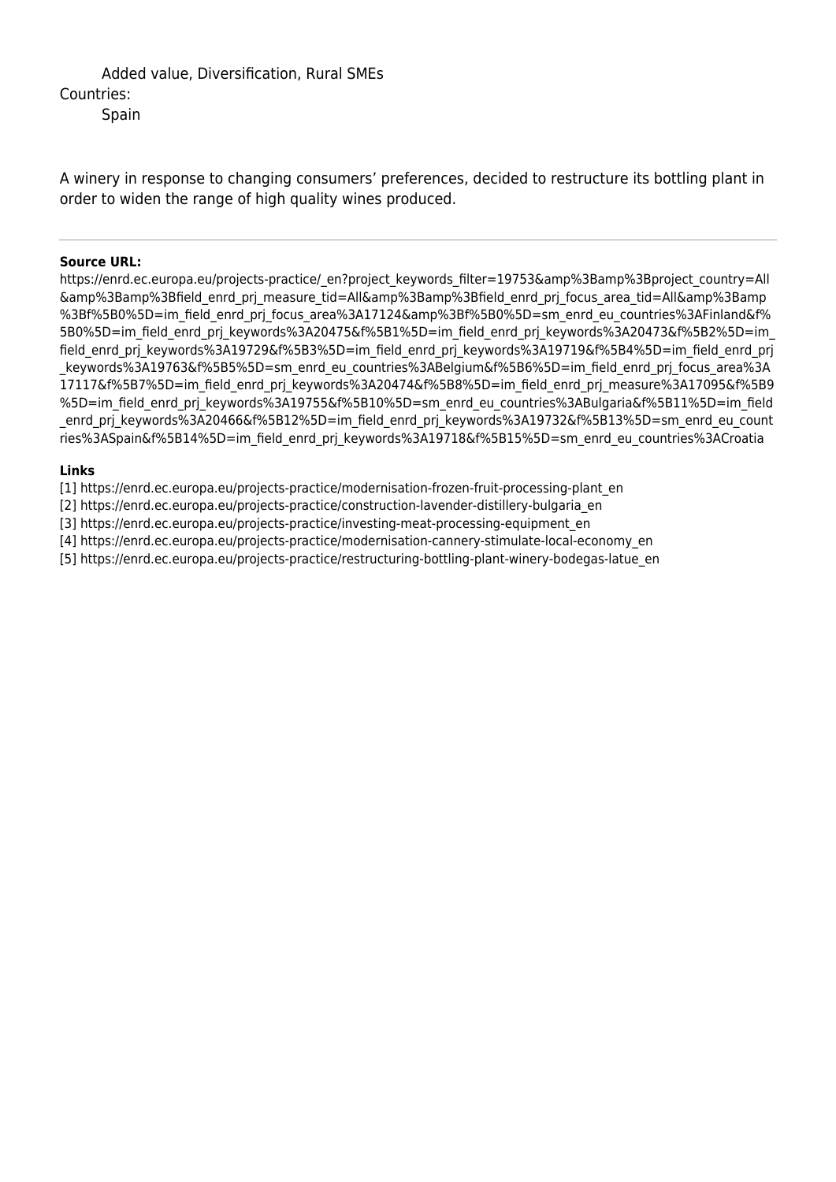Added value, Diversification, Rural SMEs

Countries:

Spain

A winery in response to changing consumers' preferences, decided to restructure its bottling plant in order to widen the range of high quality wines produced.

---

**Source URL:**
https://enrd.ec.europa.eu/projects-practice/_en?project_keywords_filter=19753&amp%3Bamp%3Bproject_country=All&amp%3Bamp%3Bfield_enrd_prj_measure_tid=All&amp%3Bamp%3Bfield_enrd_prj_focus_area_tid=All&amp%3Bamp%3Bf%5B0%5D=im_field_enrd_prj_focus_area%3A17124&amp%3Bf%5B0%5D=sm_enrd_eu_countries%3AFinland&f%5B0%5D=im_field_enrd_prj_keywords%3A20475&f%5B1%5D=im_field_enrd_prj_keywords%3A20473&f%5B2%5D=im_field_enrd_prj_keywords%3A19729&f%5B3%5D=im_field_enrd_prj_keywords%3A19719&f%5B4%5D=im_field_enrd_prj_keywords%3A19763&f%5B5%5D=sm_enrd_eu_countries%3ABelgium&f%5B6%5D=im_field_enrd_prj_focus_area%3A17117&f%5B7%5D=im_field_enrd_prj_keywords%3A20474&f%5B8%5D=im_field_enrd_prj_measure%3A17095&f%5B9%5D=im_field_enrd_prj_keywords%3A19755&f%5B10%5D=sm_enrd_eu_countries%3ABulgaria&f%5B11%5D=im_field_enrd_prj_keywords%3A20466&f%5B12%5D=im_field_enrd_prj_keywords%3A19732&f%5B13%5D=sm_enrd_eu_countries%3ASpain&f%5B14%5D=im_field_enrd_prj_keywords%3A19718&f%5B15%5D=sm_enrd_eu_countries%3ACroatia

**Links**

[1] https://enrd.ec.europa.eu/projects-practice/modernisation-frozen-fruit-processing-plant_en

[2] https://enrd.ec.europa.eu/projects-practice/construction-lavender-distillery-bulgaria_en

[3] https://enrd.ec.europa.eu/projects-practice/investing-meat-processing-equipment_en

[4] https://enrd.ec.europa.eu/projects-practice/modernisation-cannery-stimulate-local-economy_en

[5] https://enrd.ec.europa.eu/projects-practice/restructuring-bottling-plant-winery-bodegas-latue_en